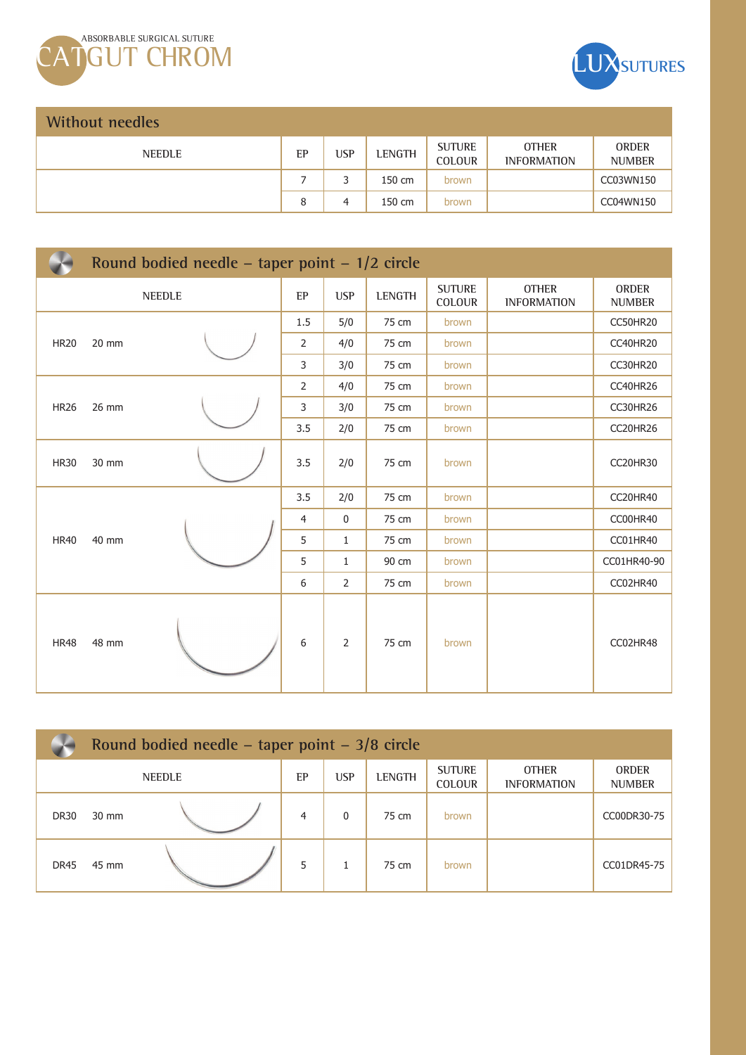ABSORBABLE SURGICAL SUTURE

# CATGUT CHROM

LUX SUTURES

## Without needles

| NEEDLE | EP | USP | LENGTH | SUTURE COLOUR | OTHER INFORMATION | ORDER NUMBER |
|---|---|---|---|---|---|---|
| | 7 | 3 | 150 cm | brown | | CC03WN150 |
| | 8 | 4 | 150 cm | brown | | CC04WN150 |

## Round bodied needle – taper point – 1/2 circle

| NEEDLE | EP | USP | LENGTH | SUTURE COLOUR | OTHER INFORMATION | ORDER NUMBER |
|---|---|---|---|---|---|---|
| HR20 20 mm | 1.5 | 5/0 | 75 cm | brown | | CC50HR20 |
| | 2 | 4/0 | 75 cm | brown | | CC40HR20 |
| | 3 | 3/0 | 75 cm | brown | | CC30HR20 |
| HR26 26 mm | 2 | 4/0 | 75 cm | brown | | CC40HR26 |
| | 3 | 3/0 | 75 cm | brown | | CC30HR26 |
| | 3.5 | 2/0 | 75 cm | brown | | CC20HR26 |
| HR30 30 mm | 3.5 | 2/0 | 75 cm | brown | | CC20HR30 |
| HR40 40 mm | 3.5 | 2/0 | 75 cm | brown | | CC20HR40 |
| | 4 | 0 | 75 cm | brown | | CC00HR40 |
| | 5 | 1 | 75 cm | brown | | CC01HR40 |
| | 5 | 1 | 90 cm | brown | | CC01HR40-90 |
| | 6 | 2 | 75 cm | brown | | CC02HR40 |
| HR48 48 mm | 6 | 2 | 75 cm | brown | | CC02HR48 |

## Round bodied needle – taper point – 3/8 circle

| NEEDLE | EP | USP | LENGTH | SUTURE COLOUR | OTHER INFORMATION | ORDER NUMBER |
|---|---|---|---|---|---|---|
| DR30 30 mm | 4 | 0 | 75 cm | brown | | CC00DR30-75 |
| DR45 45 mm | 5 | 1 | 75 cm | brown | | CC01DR45-75 |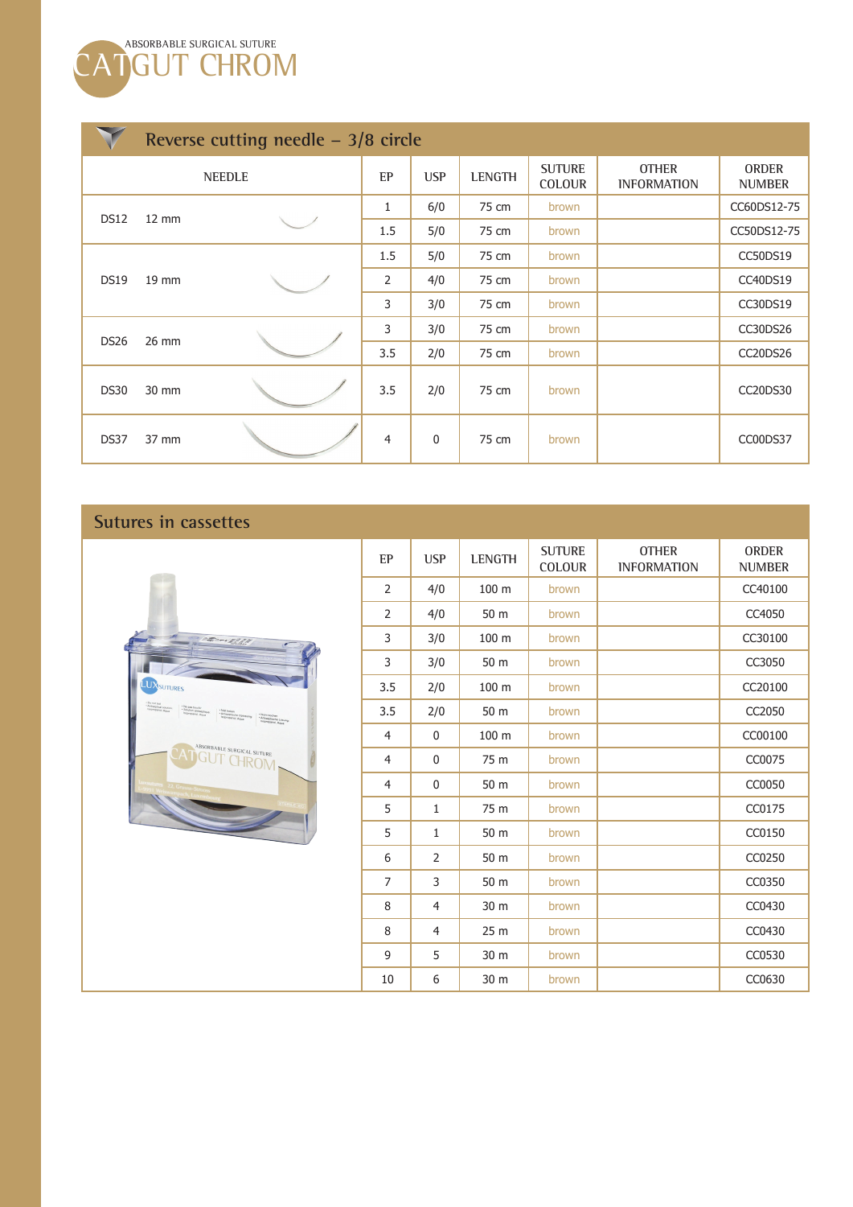ABSORBABLE SURGICAL SUTURE

# CATGUT CHROM

## Reverse cutting needle – 3/8 circle

| NEEDLE | | EP | USP | LENGTH | SUTURE COLOUR | OTHER INFORMATION | ORDER NUMBER |
|---|---|---|---|---|---|---|---|
| DS12 | 12 mm | 1 | 6/0 | 75 cm | brown | | CC60DS12-75 |
| | | 1.5 | 5/0 | 75 cm | brown | | CC50DS12-75 |
| DS19 | 19 mm | 1.5 | 5/0 | 75 cm | brown | | CC50DS19 |
| | | 2 | 4/0 | 75 cm | brown | | CC40DS19 |
| | | 3 | 3/0 | 75 cm | brown | | CC30DS19 |
| DS26 | 26 mm | 3 | 3/0 | 75 cm | brown | | CC30DS26 |
| | | 3.5 | 2/0 | 75 cm | brown | | CC20DS26 |
| DS30 | 30 mm | 3.5 | 2/0 | 75 cm | brown | | CC20DS30 |
| DS37 | 37 mm | 4 | 0 | 75 cm | brown | | CC00DS37 |

## Sutures in cassettes

| EP | USP | LENGTH | SUTURE COLOUR | OTHER INFORMATION | ORDER NUMBER |
|---|---|---|---|---|---|
| 2 | 4/0 | 100 m | brown | | CC40100 |
| 2 | 4/0 | 50 m | brown | | CC4050 |
| 3 | 3/0 | 100 m | brown | | CC30100 |
| 3 | 3/0 | 50 m | brown | | CC3050 |
| 3.5 | 2/0 | 100 m | brown | | CC20100 |
| 3.5 | 2/0 | 50 m | brown | | CC2050 |
| 4 | 0 | 100 m | brown | | CC00100 |
| 4 | 0 | 75 m | brown | | CC0075 |
| 4 | 0 | 50 m | brown | | CC0050 |
| 5 | 1 | 75 m | brown | | CC0175 |
| 5 | 1 | 50 m | brown | | CC0150 |
| 6 | 2 | 50 m | brown | | CC0250 |
| 7 | 3 | 50 m | brown | | CC0350 |
| 8 | 4 | 30 m | brown | | CC0430 |
| 8 | 4 | 25 m | brown | | CC0430 |
| 9 | 5 | 30 m | brown | | CC0530 |
| 10 | 6 | 30 m | brown | | CC0630 |